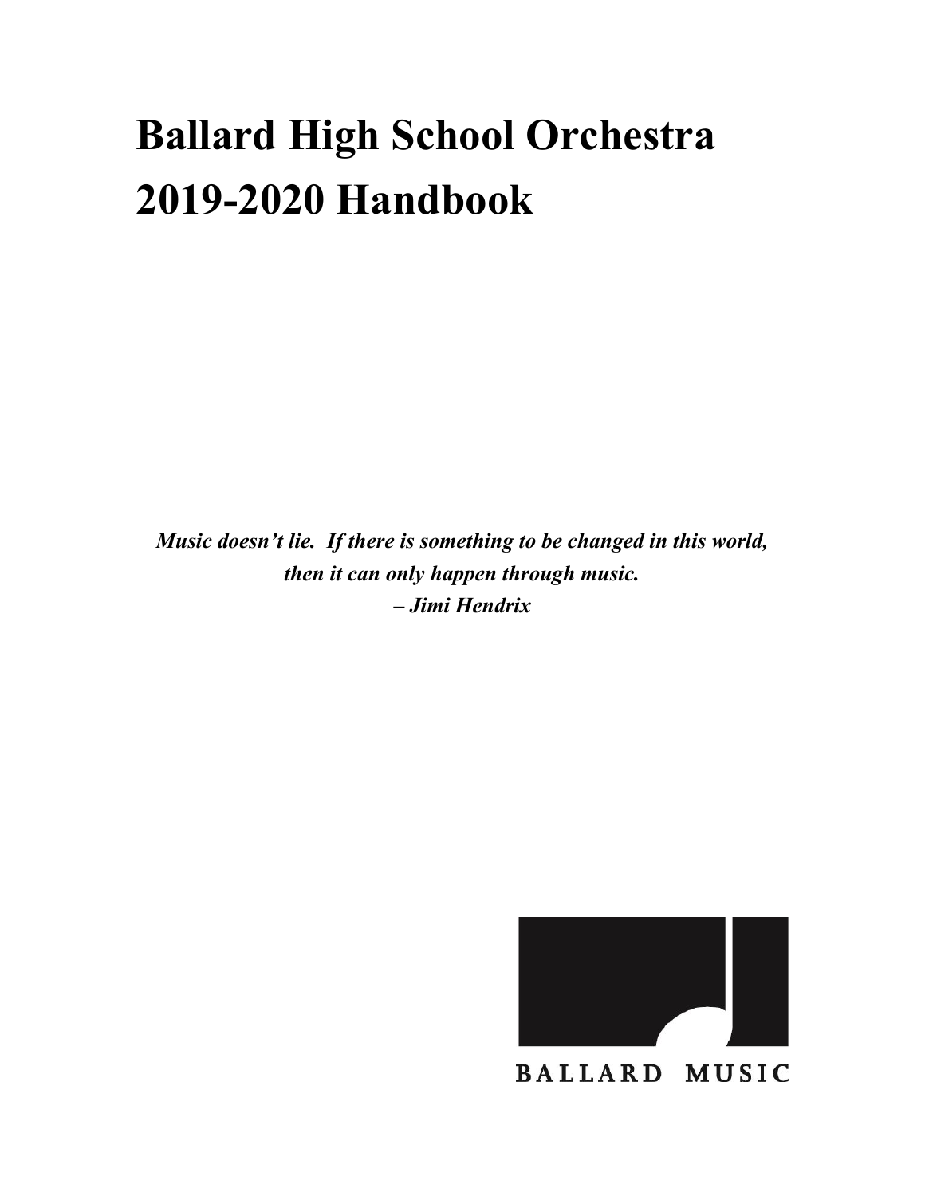# Ballard High School Orchestra
# 2019-2020 Handbook

***Music doesn't lie. If there is something to be changed in this world, then it can only happen through music.***
***– Jimi Hendrix***

BALLARD MUSIC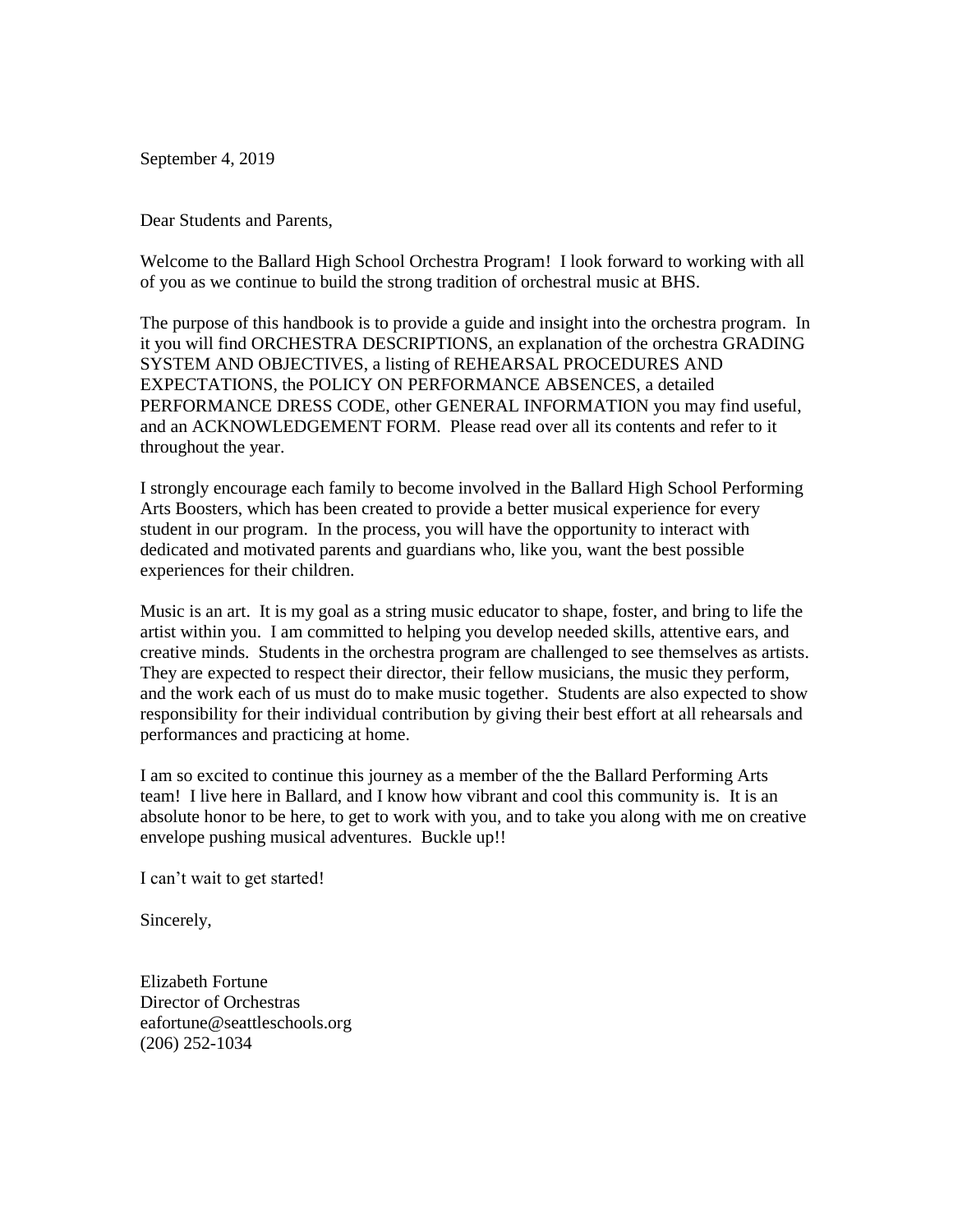September 4, 2019

Dear Students and Parents,

Welcome to the Ballard High School Orchestra Program! I look forward to working with all of you as we continue to build the strong tradition of orchestral music at BHS.

The purpose of this handbook is to provide a guide and insight into the orchestra program. In it you will find ORCHESTRA DESCRIPTIONS, an explanation of the orchestra GRADING SYSTEM AND OBJECTIVES, a listing of REHEARSAL PROCEDURES AND EXPECTATIONS, the POLICY ON PERFORMANCE ABSENCES, a detailed PERFORMANCE DRESS CODE, other GENERAL INFORMATION you may find useful, and an ACKNOWLEDGEMENT FORM. Please read over all its contents and refer to it throughout the year.

I strongly encourage each family to become involved in the Ballard High School Performing Arts Boosters, which has been created to provide a better musical experience for every student in our program. In the process, you will have the opportunity to interact with dedicated and motivated parents and guardians who, like you, want the best possible experiences for their children.

Music is an art. It is my goal as a string music educator to shape, foster, and bring to life the artist within you. I am committed to helping you develop needed skills, attentive ears, and creative minds. Students in the orchestra program are challenged to see themselves as artists. They are expected to respect their director, their fellow musicians, the music they perform, and the work each of us must do to make music together. Students are also expected to show responsibility for their individual contribution by giving their best effort at all rehearsals and performances and practicing at home.

I am so excited to continue this journey as a member of the the Ballard Performing Arts team! I live here in Ballard, and I know how vibrant and cool this community is. It is an absolute honor to be here, to get to work with you, and to take you along with me on creative envelope pushing musical adventures. Buckle up!!

I can't wait to get started!

Sincerely,

Elizabeth Fortune  
Director of Orchestras  
eafortune@seattleschools.org  
(206) 252-1034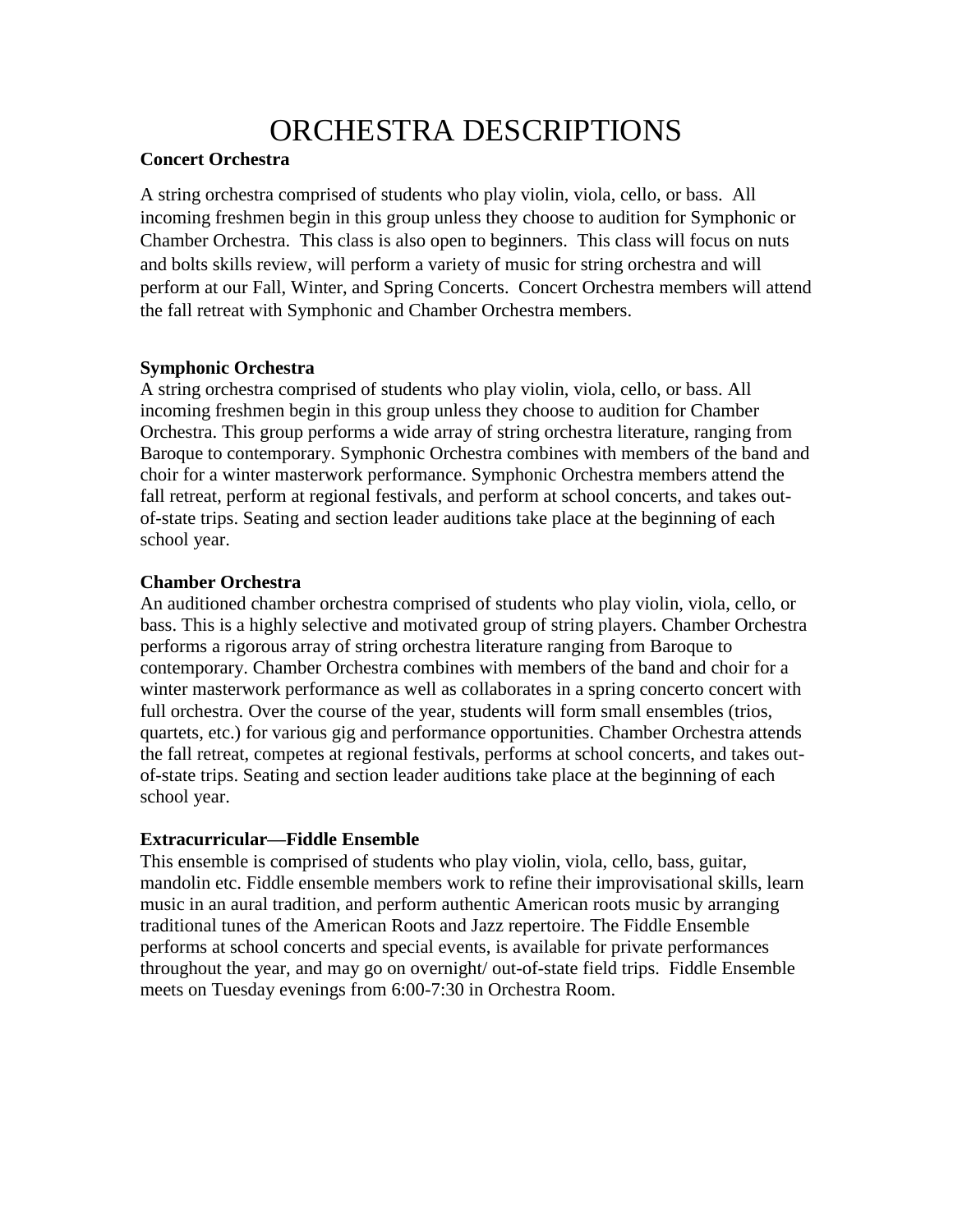# ORCHESTRA DESCRIPTIONS

**Concert Orchestra**

A string orchestra comprised of students who play violin, viola, cello, or bass. All incoming freshmen begin in this group unless they choose to audition for Symphonic or Chamber Orchestra. This class is also open to beginners. This class will focus on nuts and bolts skills review, will perform a variety of music for string orchestra and will perform at our Fall, Winter, and Spring Concerts. Concert Orchestra members will attend the fall retreat with Symphonic and Chamber Orchestra members.

**Symphonic Orchestra**

A string orchestra comprised of students who play violin, viola, cello, or bass. All incoming freshmen begin in this group unless they choose to audition for Chamber Orchestra. This group performs a wide array of string orchestra literature, ranging from Baroque to contemporary. Symphonic Orchestra combines with members of the band and choir for a winter masterwork performance. Symphonic Orchestra members attend the fall retreat, perform at regional festivals, and perform at school concerts, and takes out-of-state trips. Seating and section leader auditions take place at the beginning of each school year.

**Chamber Orchestra**

An auditioned chamber orchestra comprised of students who play violin, viola, cello, or bass. This is a highly selective and motivated group of string players. Chamber Orchestra performs a rigorous array of string orchestra literature ranging from Baroque to contemporary. Chamber Orchestra combines with members of the band and choir for a winter masterwork performance as well as collaborates in a spring concerto concert with full orchestra. Over the course of the year, students will form small ensembles (trios, quartets, etc.) for various gig and performance opportunities. Chamber Orchestra attends the fall retreat, competes at regional festivals, performs at school concerts, and takes out-of-state trips. Seating and section leader auditions take place at the beginning of each school year.

**Extracurricular—Fiddle Ensemble**

This ensemble is comprised of students who play violin, viola, cello, bass, guitar, mandolin etc. Fiddle ensemble members work to refine their improvisational skills, learn music in an aural tradition, and perform authentic American roots music by arranging traditional tunes of the American Roots and Jazz repertoire. The Fiddle Ensemble performs at school concerts and special events, is available for private performances throughout the year, and may go on overnight/ out-of-state field trips. Fiddle Ensemble meets on Tuesday evenings from 6:00-7:30 in Orchestra Room.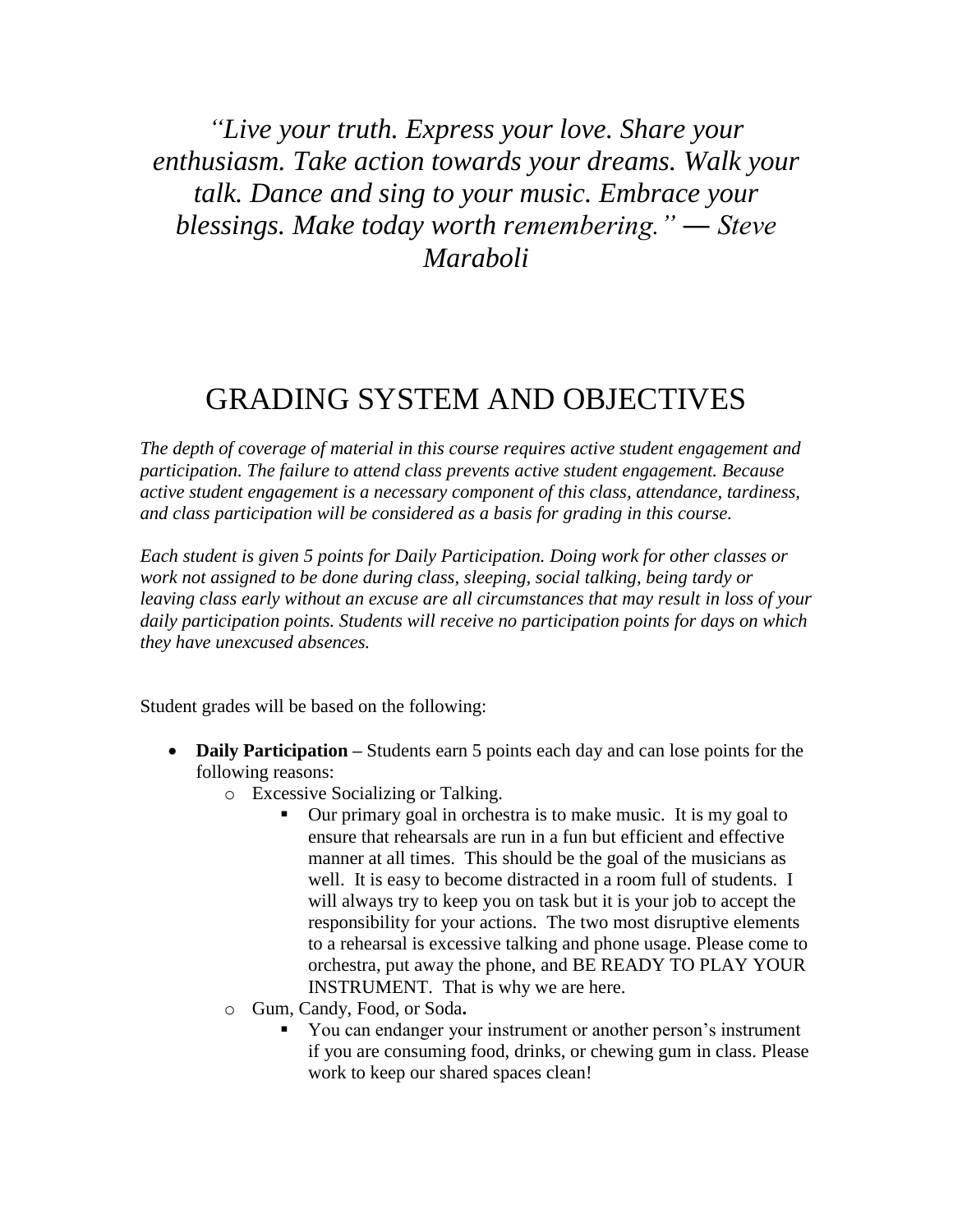*"Live your truth. Express your love. Share your enthusiasm. Take action towards your dreams. Walk your talk. Dance and sing to your music. Embrace your blessings. Make today worth remembering." ― Steve Maraboli*

# GRADING SYSTEM AND OBJECTIVES

*The depth of coverage of material in this course requires active student engagement and participation. The failure to attend class prevents active student engagement. Because active student engagement is a necessary component of this class, attendance, tardiness, and class participation will be considered as a basis for grading in this course.*

*Each student is given 5 points for Daily Participation. Doing work for other classes or work not assigned to be done during class, sleeping, social talking, being tardy or leaving class early without an excuse are all circumstances that may result in loss of your daily participation points. Students will receive no participation points for days on which they have unexcused absences.*

Student grades will be based on the following:

- **Daily Participation –** Students earn 5 points each day and can lose points for the following reasons:
  - Excessive Socializing or Talking.
    - Our primary goal in orchestra is to make music. It is my goal to ensure that rehearsals are run in a fun but efficient and effective manner at all times. This should be the goal of the musicians as well. It is easy to become distracted in a room full of students. I will always try to keep you on task but it is your job to accept the responsibility for your actions. The two most disruptive elements to a rehearsal is excessive talking and phone usage. Please come to orchestra, put away the phone, and BE READY TO PLAY YOUR INSTRUMENT. That is why we are here.
  - Gum, Candy, Food, or Soda**.**
    - You can endanger your instrument or another person's instrument if you are consuming food, drinks, or chewing gum in class. Please work to keep our shared spaces clean!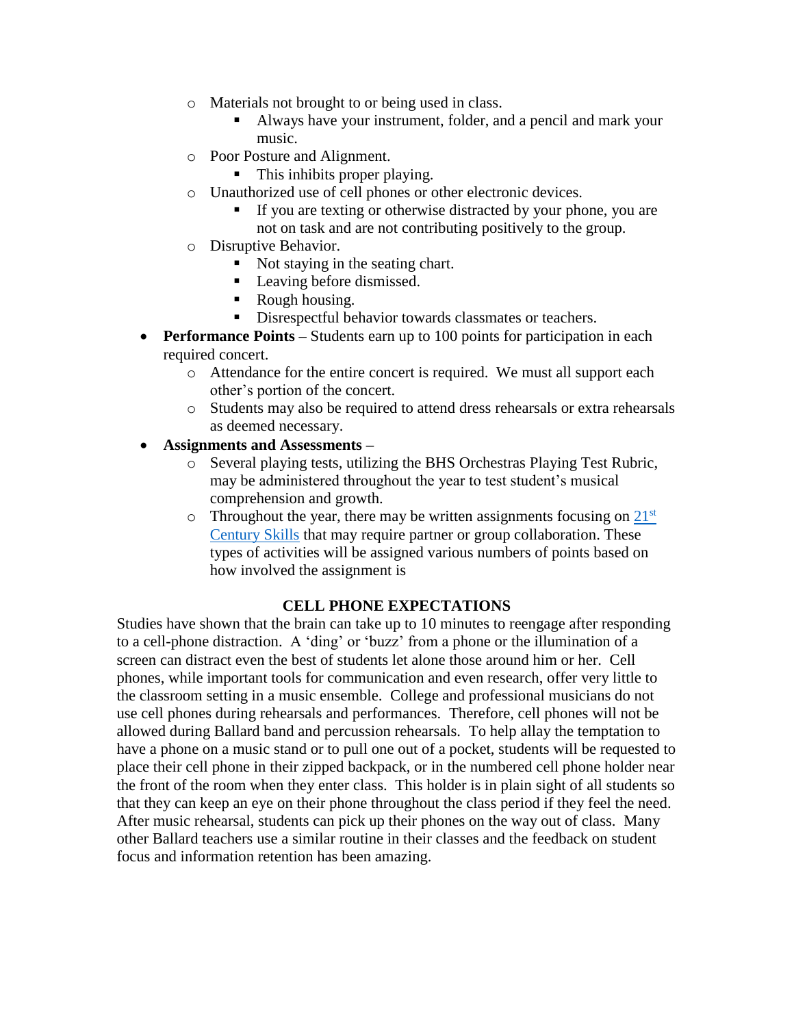- Materials not brought to or being used in class.
    - Always have your instrument, folder, and a pencil and mark your music.
  - Poor Posture and Alignment.
    - This inhibits proper playing.
  - Unauthorized use of cell phones or other electronic devices.
    - If you are texting or otherwise distracted by your phone, you are not on task and are not contributing positively to the group.
  - Disruptive Behavior.
    - Not staying in the seating chart.
    - Leaving before dismissed.
    - Rough housing.
    - Disrespectful behavior towards classmates or teachers.
- **Performance Points –** Students earn up to 100 points for participation in each required concert.
  - Attendance for the entire concert is required. We must all support each other's portion of the concert.
  - Students may also be required to attend dress rehearsals or extra rehearsals as deemed necessary.
- **Assignments and Assessments –**
  - Several playing tests, utilizing the BHS Orchestras Playing Test Rubric, may be administered throughout the year to test student's musical comprehension and growth.
  - Throughout the year, there may be written assignments focusing on 21st Century Skills that may require partner or group collaboration. These types of activities will be assigned various numbers of points based on how involved the assignment is

## CELL PHONE EXPECTATIONS

Studies have shown that the brain can take up to 10 minutes to reengage after responding to a cell-phone distraction. A 'ding' or 'buzz' from a phone or the illumination of a screen can distract even the best of students let alone those around him or her. Cell phones, while important tools for communication and even research, offer very little to the classroom setting in a music ensemble. College and professional musicians do not use cell phones during rehearsals and performances. Therefore, cell phones will not be allowed during Ballard band and percussion rehearsals. To help allay the temptation to have a phone on a music stand or to pull one out of a pocket, students will be requested to place their cell phone in their zipped backpack, or in the numbered cell phone holder near the front of the room when they enter class. This holder is in plain sight of all students so that they can keep an eye on their phone throughout the class period if they feel the need. After music rehearsal, students can pick up their phones on the way out of class. Many other Ballard teachers use a similar routine in their classes and the feedback on student focus and information retention has been amazing.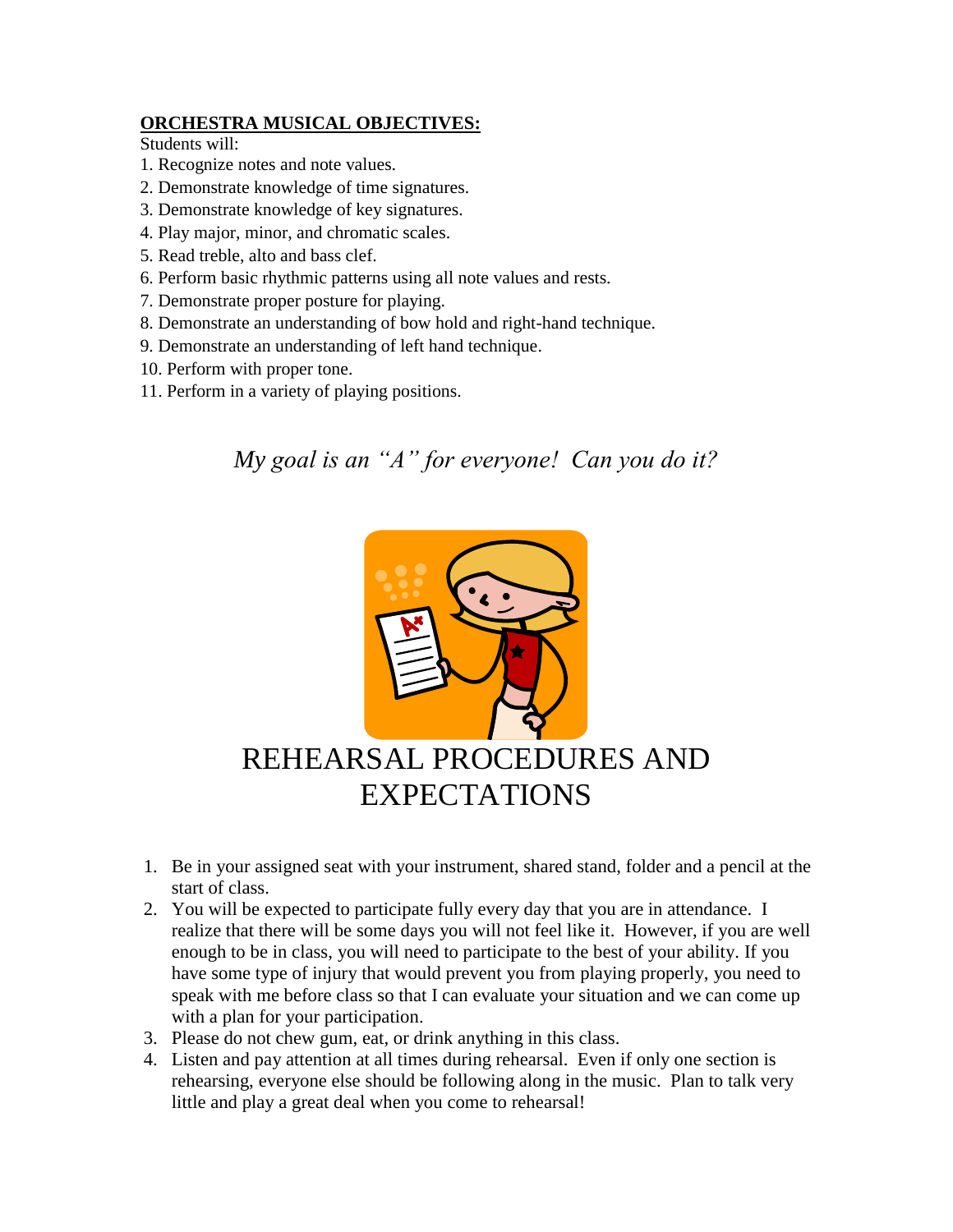**ORCHESTRA MUSICAL OBJECTIVES:**

Students will:

1. Recognize notes and note values.
2. Demonstrate knowledge of time signatures.
3. Demonstrate knowledge of key signatures.
4. Play major, minor, and chromatic scales.
5. Read treble, alto and bass clef.
6. Perform basic rhythmic patterns using all note values and rests.
7. Demonstrate proper posture for playing.
8. Demonstrate an understanding of bow hold and right-hand technique.
9. Demonstrate an understanding of left hand technique.
10. Perform with proper tone.
11. Perform in a variety of playing positions.

*My goal is an "A" for everyone! Can you do it?*

# REHEARSAL PROCEDURES AND EXPECTATIONS

1. Be in your assigned seat with your instrument, shared stand, folder and a pencil at the start of class.
2. You will be expected to participate fully every day that you are in attendance. I realize that there will be some days you will not feel like it. However, if you are well enough to be in class, you will need to participate to the best of your ability. If you have some type of injury that would prevent you from playing properly, you need to speak with me before class so that I can evaluate your situation and we can come up with a plan for your participation.
3. Please do not chew gum, eat, or drink anything in this class.
4. Listen and pay attention at all times during rehearsal. Even if only one section is rehearsing, everyone else should be following along in the music. Plan to talk very little and play a great deal when you come to rehearsal!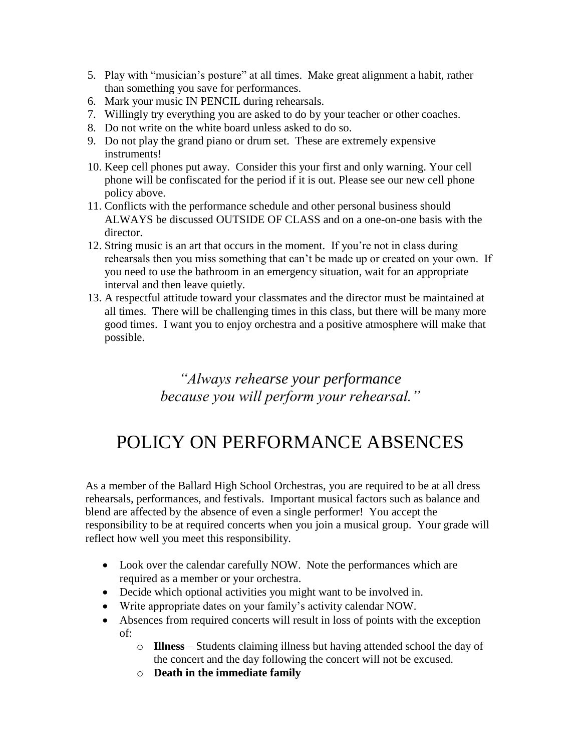5. Play with "musician's posture" at all times. Make great alignment a habit, rather than something you save for performances.
6. Mark your music IN PENCIL during rehearsals.
7. Willingly try everything you are asked to do by your teacher or other coaches.
8. Do not write on the white board unless asked to do so.
9. Do not play the grand piano or drum set. These are extremely expensive instruments!
10. Keep cell phones put away. Consider this your first and only warning. Your cell phone will be confiscated for the period if it is out. Please see our new cell phone policy above.
11. Conflicts with the performance schedule and other personal business should ALWAYS be discussed OUTSIDE OF CLASS and on a one-on-one basis with the director.
12. String music is an art that occurs in the moment. If you're not in class during rehearsals then you miss something that can't be made up or created on your own. If you need to use the bathroom in an emergency situation, wait for an appropriate interval and then leave quietly.
13. A respectful attitude toward your classmates and the director must be maintained at all times. There will be challenging times in this class, but there will be many more good times. I want you to enjoy orchestra and a positive atmosphere will make that possible.

*"Always rehearse your performance*
*because you will perform your rehearsal."*

# POLICY ON PERFORMANCE ABSENCES

As a member of the Ballard High School Orchestras, you are required to be at all dress rehearsals, performances, and festivals. Important musical factors such as balance and blend are affected by the absence of even a single performer! You accept the responsibility to be at required concerts when you join a musical group. Your grade will reflect how well you meet this responsibility.

- Look over the calendar carefully NOW. Note the performances which are required as a member or your orchestra.
- Decide which optional activities you might want to be involved in.
- Write appropriate dates on your family's activity calendar NOW.
- Absences from required concerts will result in loss of points with the exception of:
  - **Illness** – Students claiming illness but having attended school the day of the concert and the day following the concert will not be excused.
  - **Death in the immediate family**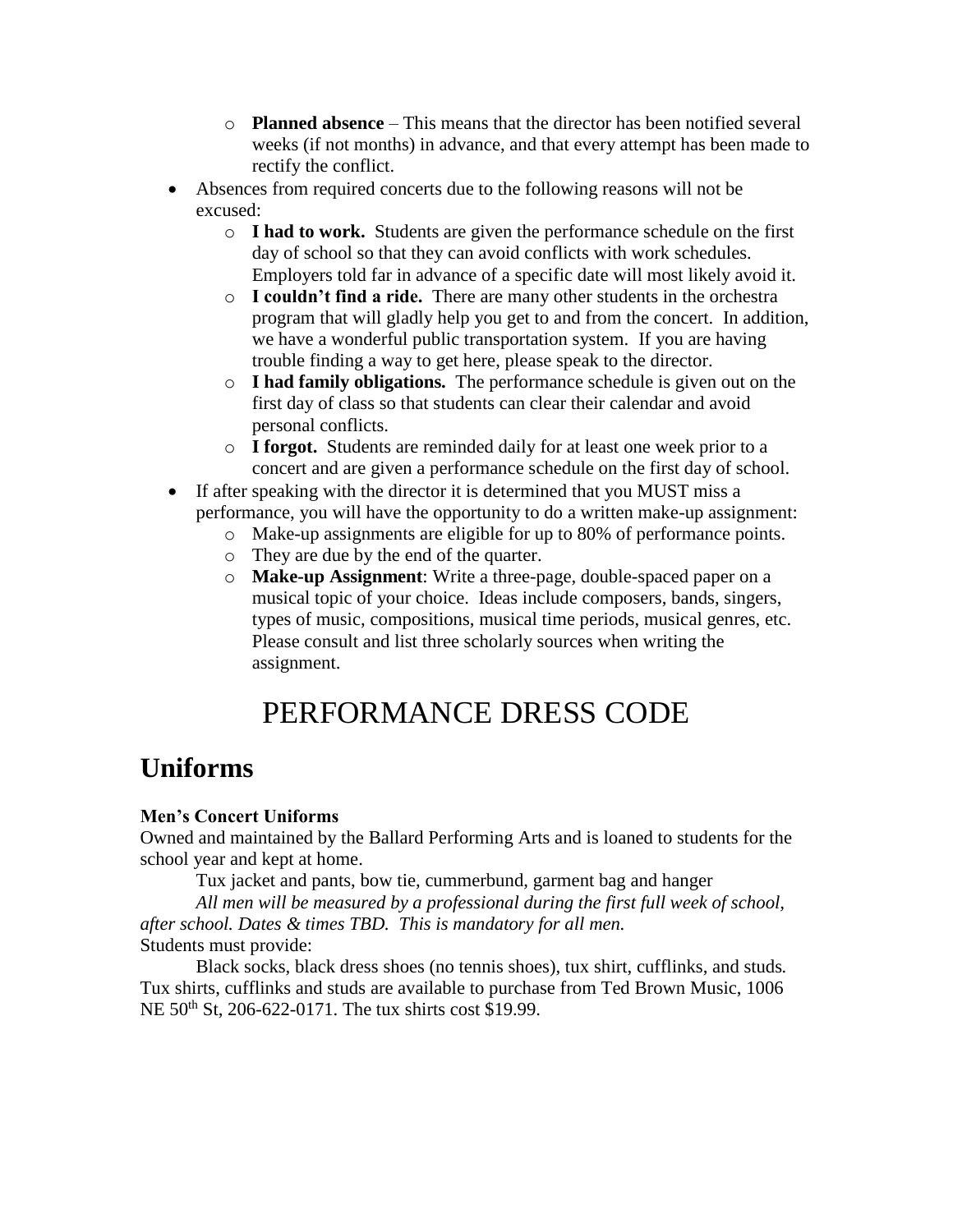- **Planned absence** – This means that the director has been notified several weeks (if not months) in advance, and that every attempt has been made to rectify the conflict.
- Absences from required concerts due to the following reasons will not be excused:
  - **I had to work.** Students are given the performance schedule on the first day of school so that they can avoid conflicts with work schedules. Employers told far in advance of a specific date will most likely avoid it.
  - **I couldn't find a ride.** There are many other students in the orchestra program that will gladly help you get to and from the concert. In addition, we have a wonderful public transportation system. If you are having trouble finding a way to get here, please speak to the director.
  - **I had family obligations.** The performance schedule is given out on the first day of class so that students can clear their calendar and avoid personal conflicts.
  - **I forgot.** Students are reminded daily for at least one week prior to a concert and are given a performance schedule on the first day of school.
- If after speaking with the director it is determined that you MUST miss a performance, you will have the opportunity to do a written make-up assignment:
  - Make-up assignments are eligible for up to 80% of performance points.
  - They are due by the end of the quarter.
  - **Make-up Assignment**: Write a three-page, double-spaced paper on a musical topic of your choice. Ideas include composers, bands, singers, types of music, compositions, musical time periods, musical genres, etc. Please consult and list three scholarly sources when writing the assignment.

# PERFORMANCE DRESS CODE

## Uniforms

**Men's Concert Uniforms**

Owned and maintained by the Ballard Performing Arts and is loaned to students for the school year and kept at home.

Tux jacket and pants, bow tie, cummerbund, garment bag and hanger

*All men will be measured by a professional during the first full week of school, after school. Dates & times TBD. This is mandatory for all men.*

Students must provide:

Black socks, black dress shoes (no tennis shoes), tux shirt, cufflinks, and studs. Tux shirts, cufflinks and studs are available to purchase from Ted Brown Music, 1006 NE 50th St, 206-622-0171. The tux shirts cost $19.99.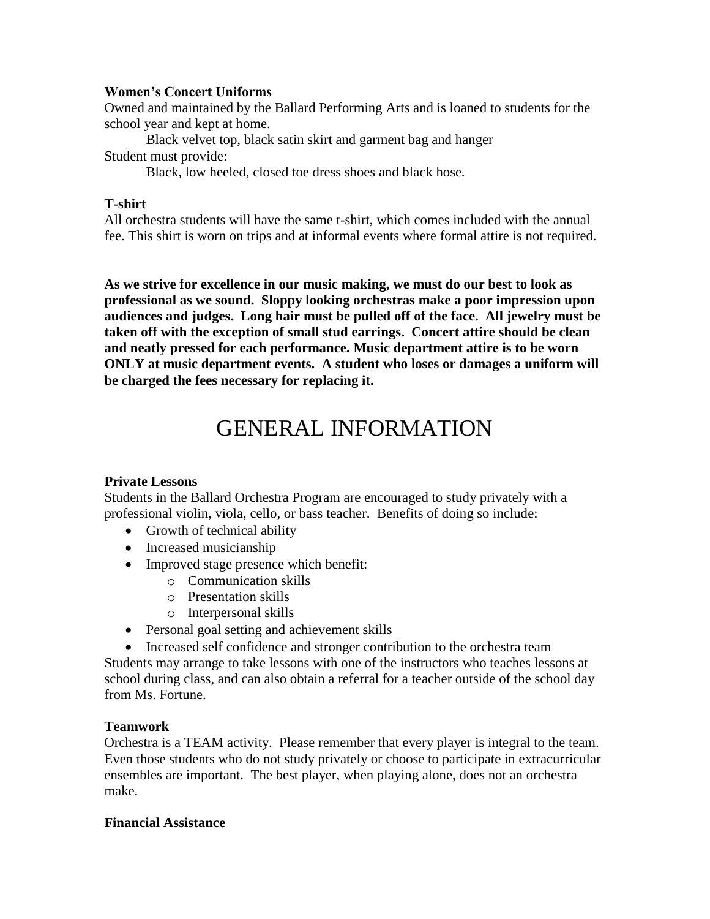**Women's Concert Uniforms**

Owned and maintained by the Ballard Performing Arts and is loaned to students for the school year and kept at home.

Black velvet top, black satin skirt and garment bag and hanger

Student must provide:

Black, low heeled, closed toe dress shoes and black hose.

**T-shirt**

All orchestra students will have the same t-shirt, which comes included with the annual fee. This shirt is worn on trips and at informal events where formal attire is not required.

**As we strive for excellence in our music making, we must do our best to look as professional as we sound. Sloppy looking orchestras make a poor impression upon audiences and judges. Long hair must be pulled off of the face. All jewelry must be taken off with the exception of small stud earrings. Concert attire should be clean and neatly pressed for each performance. Music department attire is to be worn ONLY at music department events. A student who loses or damages a uniform will be charged the fees necessary for replacing it.**

# GENERAL INFORMATION

**Private Lessons**

Students in the Ballard Orchestra Program are encouraged to study privately with a professional violin, viola, cello, or bass teacher. Benefits of doing so include:

- Growth of technical ability
- Increased musicianship
- Improved stage presence which benefit:
  - Communication skills
  - Presentation skills
  - Interpersonal skills
- Personal goal setting and achievement skills
- Increased self confidence and stronger contribution to the orchestra team

Students may arrange to take lessons with one of the instructors who teaches lessons at school during class, and can also obtain a referral for a teacher outside of the school day from Ms. Fortune.

**Teamwork**

Orchestra is a TEAM activity. Please remember that every player is integral to the team. Even those students who do not study privately or choose to participate in extracurricular ensembles are important. The best player, when playing alone, does not an orchestra make.

**Financial Assistance**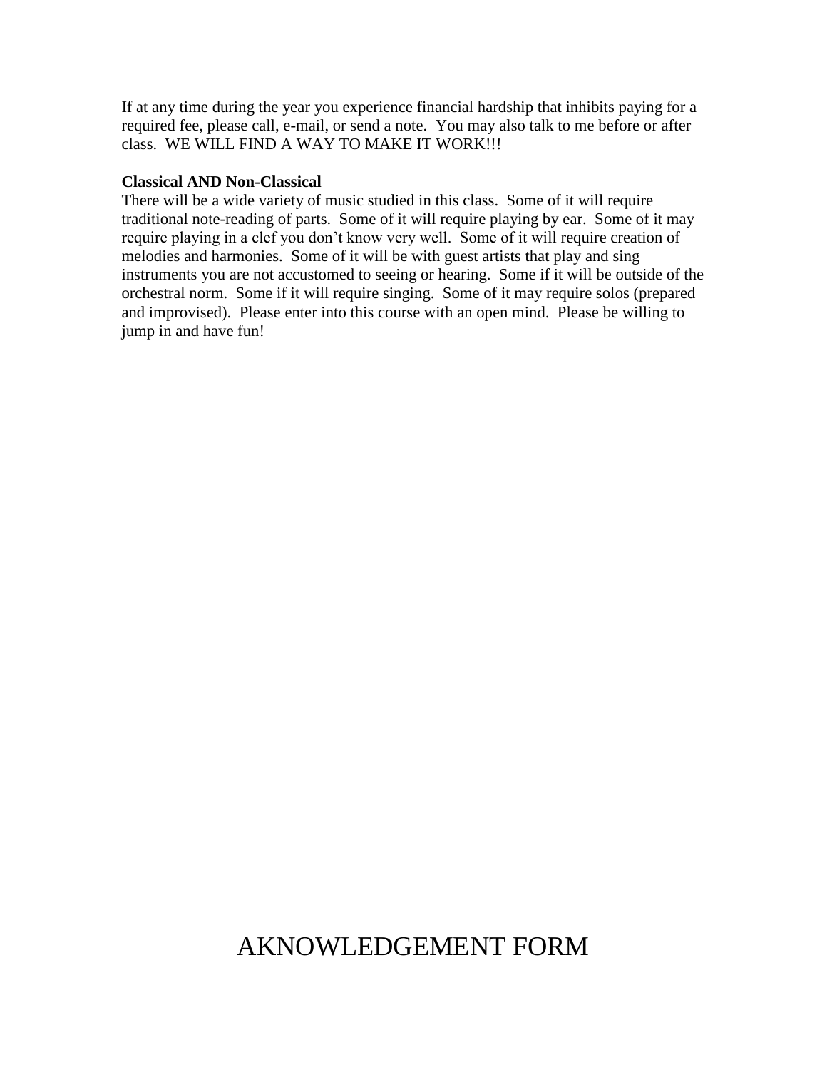If at any time during the year you experience financial hardship that inhibits paying for a required fee, please call, e-mail, or send a note. You may also talk to me before or after class. WE WILL FIND A WAY TO MAKE IT WORK!!!

**Classical AND Non-Classical**

There will be a wide variety of music studied in this class. Some of it will require traditional note-reading of parts. Some of it will require playing by ear. Some of it may require playing in a clef you don't know very well. Some of it will require creation of melodies and harmonies. Some of it will be with guest artists that play and sing instruments you are not accustomed to seeing or hearing. Some if it will be outside of the orchestral norm. Some if it will require singing. Some of it may require solos (prepared and improvised). Please enter into this course with an open mind. Please be willing to jump in and have fun!

# AKNOWLEDGEMENT FORM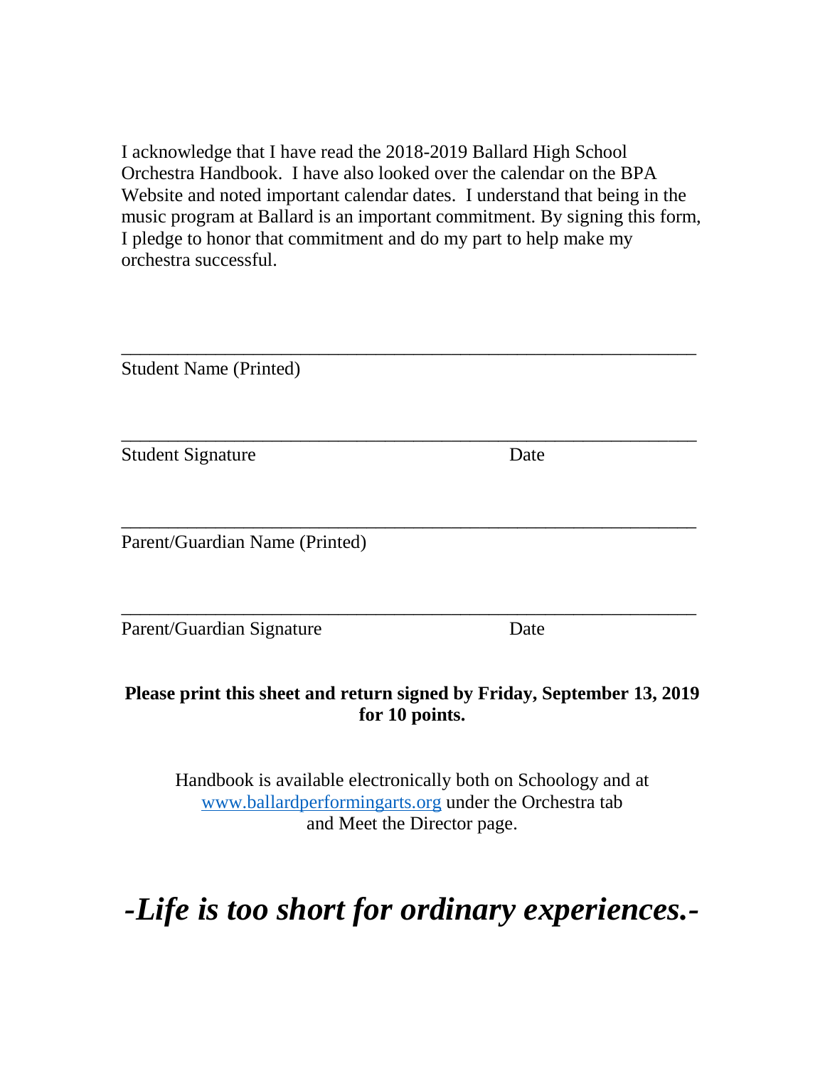I acknowledge that I have read the 2018-2019 Ballard High School Orchestra Handbook. I have also looked over the calendar on the BPA Website and noted important calendar dates. I understand that being in the music program at Ballard is an important commitment. By signing this form, I pledge to honor that commitment and do my part to help make my orchestra successful.

\_\_\_\_\_\_\_\_\_\_\_\_\_\_\_\_\_\_\_\_\_\_\_\_\_\_\_\_\_\_\_\_\_\_\_\_\_\_\_\_\_\_\_\_\_\_\_\_\_\_\_\_\_\_\_\_

Student Name (Printed)

\_\_\_\_\_\_\_\_\_\_\_\_\_\_\_\_\_\_\_\_\_\_\_\_\_\_\_\_\_\_\_\_\_\_\_\_\_\_\_\_\_\_\_\_\_\_\_\_\_\_\_\_\_\_\_\_

Student Signature Date

\_\_\_\_\_\_\_\_\_\_\_\_\_\_\_\_\_\_\_\_\_\_\_\_\_\_\_\_\_\_\_\_\_\_\_\_\_\_\_\_\_\_\_\_\_\_\_\_\_\_\_\_\_\_\_\_

Parent/Guardian Name (Printed)

\_\_\_\_\_\_\_\_\_\_\_\_\_\_\_\_\_\_\_\_\_\_\_\_\_\_\_\_\_\_\_\_\_\_\_\_\_\_\_\_\_\_\_\_\_\_\_\_\_\_\_\_\_\_\_\_

Parent/Guardian Signature Date

**Please print this sheet and return signed by Friday, September 13, 2019 for 10 points.**

Handbook is available electronically both on Schoology and at www.ballardperformingarts.org under the Orchestra tab and Meet the Director page.

***-Life is too short for ordinary experiences.-***